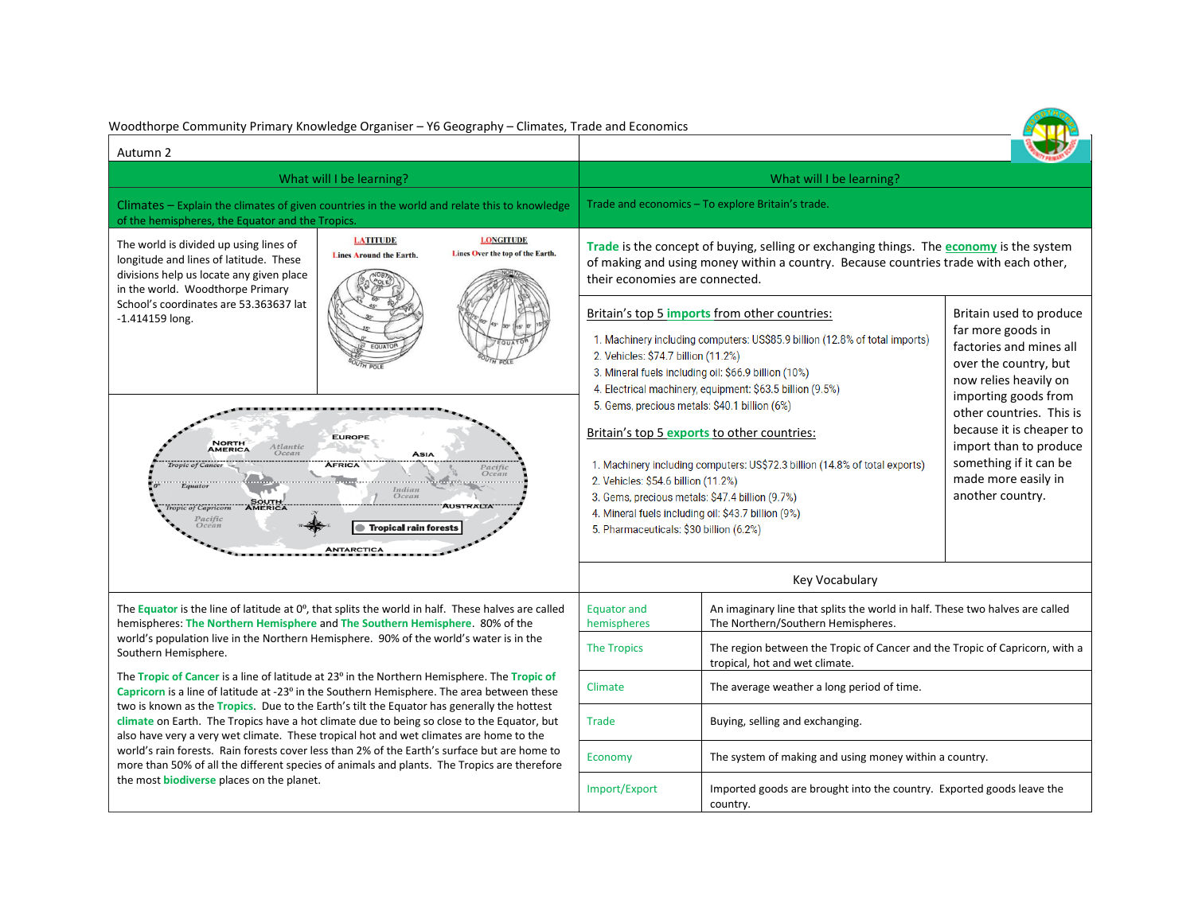# Woodthorpe Community Primary Knowledge Organiser – Y6 Geography – Climates, Trade and Economics

Autumn 2

## What will I be learning?

**Climates** – Explain the climates of given countries in the world and relate this to knowledge of the hemispheres, the Equator and the Tropics.

The world is divided up using lines of longitude and lines of latitude. These divisions help us locate any given place in the world. Woodthorpe Primary School's coordinates are 53.363637 lat -1.414159 long.

The **Equator** is the line of latitude at 0º, that splits the world in half. These halves are called hemispheres: **The Northern Hemisphere** and **The Southern Hemisphere**. 80% of the world's population live in the Northern Hemisphere. 90% of the world's water is in the Southern Hemisphere.

The **Tropic of Cancer** is a line of latitude at 23º in the Northern Hemisphere. The **Tropic of Capricorn** is a line of latitude at -23º in the Southern Hemisphere. The area between these two is known as the **Tropics**. Due to the Earth's tilt the Equator has generally the hottest **climate** on Earth. The Tropics have a hot climate due to being so close to the Equator, but also have very a very wet climate. These tropical hot and wet climates are home to the world's rain forests. Rain forests cover less than 2% of the Earth's surface but are home to more than 50% of all the different species of animals and plants. The Tropics are therefore the most **biodiverse** places on the planet.

## What will I be learning?

**Trade and economics** – To explore Britain's trade.

**Trade** is the concept of buying, selling or exchanging things. The **economy** is the system of making and using money within a country. Because countries trade with each other, their economies are connected.

### Britain's top 5 imports from other countries:

1. Machinery including computers: US$85.9 billion (12.8% of total imports)
2. Vehicles: $74.7 billion (11.2%)
3. Mineral fuels including oil: $66.9 billion (10%)
4. Electrical machinery, equipment: $63.5 billion (9.5%)
5. Gems, precious metals: $40.1 billion (6%)

### Britain's top 5 exports to other countries:

1. Machinery including computers: US$72.3 billion (14.8% of total exports)
2. Vehicles: $54.6 billion (11.2%)
3. Gems, precious metals: $47.4 billion (9.7%)
4. Mineral fuels including oil: $43.7 billion (9%)
5. Pharmaceuticals: $30 billion (6.2%)

Britain used to produce far more goods in factories and mines all over the country, but now relies heavily on importing goods from other countries. This is because it is cheaper to import than to produce something if it can be made more easily in another country.

## Key Vocabulary

| Term | Definition |
|---|---|
| Equator and hemispheres | An imaginary line that splits the world in half. These two halves are called The Northern/Southern Hemispheres. |
| The Tropics | The region between the Tropic of Cancer and the Tropic of Capricorn, with a tropical, hot and wet climate. |
| Climate | The average weather a long period of time. |
| Trade | Buying, selling and exchanging. |
| Economy | The system of making and using money within a country. |
| Import/Export | Imported goods are brought into the country. Exported goods leave the country. |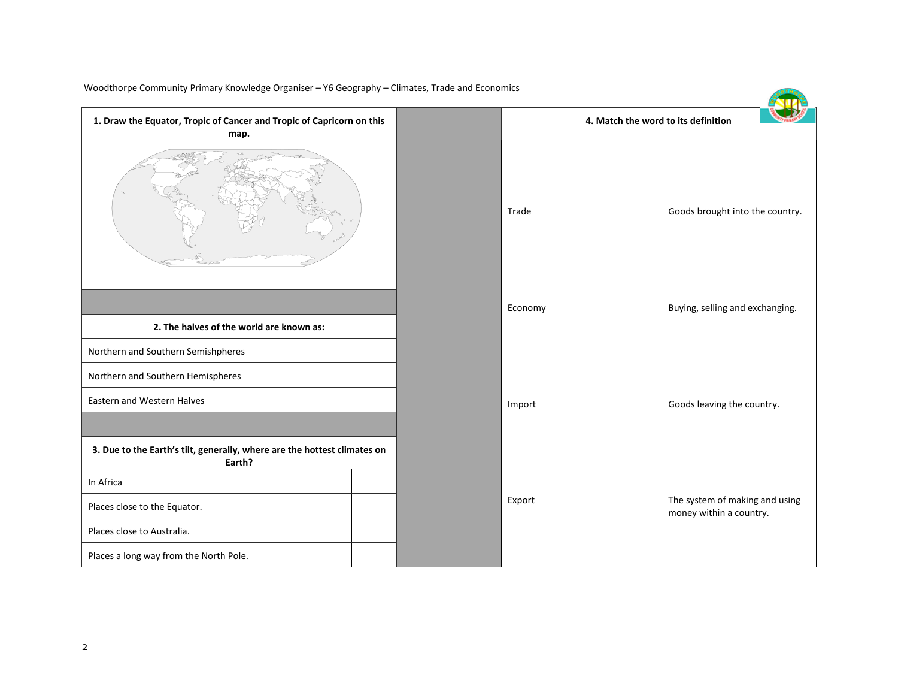Woodthorpe Community Primary Knowledge Organiser – Y6 Geography – Climates, Trade and Economics

**1. Draw the Equator, Tropic of Cancer and Tropic of Capricorn on this map.**

**2. The halves of the world are known as:**

| | |
|---|---|
| Northern and Southern Semishpheres | |
| Northern and Southern Hemispheres | |
| Eastern and Western Halves | |

**3. Due to the Earth's tilt, generally, where are the hottest climates on Earth?**

| | |
|---|---|
| In Africa | |
| Places close to the Equator. | |
| Places close to Australia. | |
| Places a long way from the North Pole. | |

**4. Match the word to its definition**

| | |
|---|---|
| Trade | Goods brought into the country. |
| Economy | Buying, selling and exchanging. |
| Import | Goods leaving the country. |
| Export | The system of making and using money within a country. |